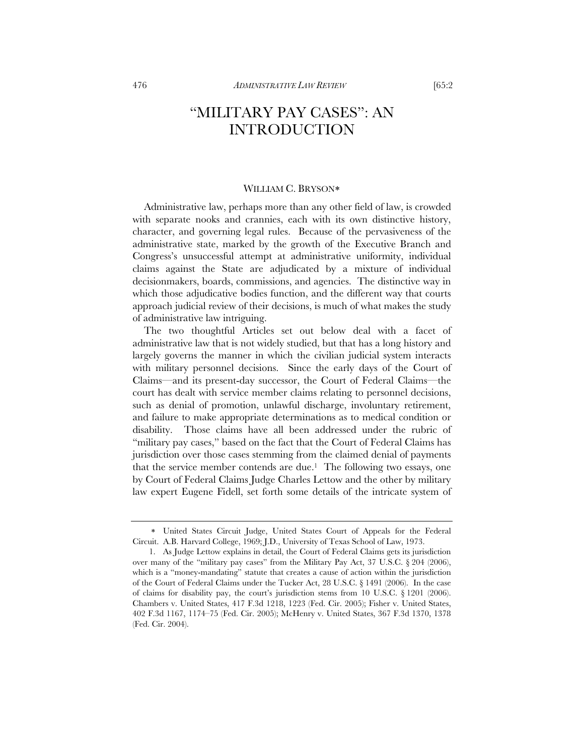# "MILITARY PAY CASES": AN INTRODUCTION

WILLIAM C. BRYSON*

Administrative law, perhaps more than any other field of law, is crowded with separate nooks and crannies, each with its own distinctive history, character, and governing legal rules. Because of the pervasiveness of the administrative state, marked by the growth of the Executive Branch and Congress's unsuccessful attempt at administrative uniformity, individual claims against the State are adjudicated by a mixture of individual decisionmakers, boards, commissions, and agencies. The distinctive way in which those adjudicative bodies function, and the different way that courts approach judicial review of their decisions, is much of what makes the study of administrative law intriguing.

The two thoughtful Articles set out below deal with a facet of administrative law that is not widely studied, but that has a long history and largely governs the manner in which the civilian judicial system interacts with military personnel decisions. Since the early days of the Court of Claims—and its present-day successor, the Court of Federal Claims—the court has dealt with service member claims relating to personnel decisions, such as denial of promotion, unlawful discharge, involuntary retirement, and failure to make appropriate determinations as to medical condition or disability. Those claims have all been addressed under the rubric of "military pay cases," based on the fact that the Court of Federal Claims has jurisdiction over those cases stemming from the claimed denial of payments that the service member contends are due.[1] The following two essays, one by Court of Federal Claims Judge Charles Lettow and the other by military law expert Eugene Fidell, set forth some details of the intricate system of

---

\* United States Circuit Judge, United States Court of Appeals for the Federal Circuit. A.B. Harvard College, 1969; J.D., University of Texas School of Law, 1973.

1. As Judge Lettow explains in detail, the Court of Federal Claims gets its jurisdiction over many of the "military pay cases" from the Military Pay Act, 37 U.S.C. § 204 (2006), which is a "money-mandating" statute that creates a cause of action within the jurisdiction of the Court of Federal Claims under the Tucker Act, 28 U.S.C. § 1491 (2006). In the case of claims for disability pay, the court's jurisdiction stems from 10 U.S.C. § 1201 (2006). Chambers v. United States, 417 F.3d 1218, 1223 (Fed. Cir. 2005); Fisher v. United States, 402 F.3d 1167, 1174–75 (Fed. Cir. 2005); McHenry v. United States, 367 F.3d 1370, 1378 (Fed. Cir. 2004).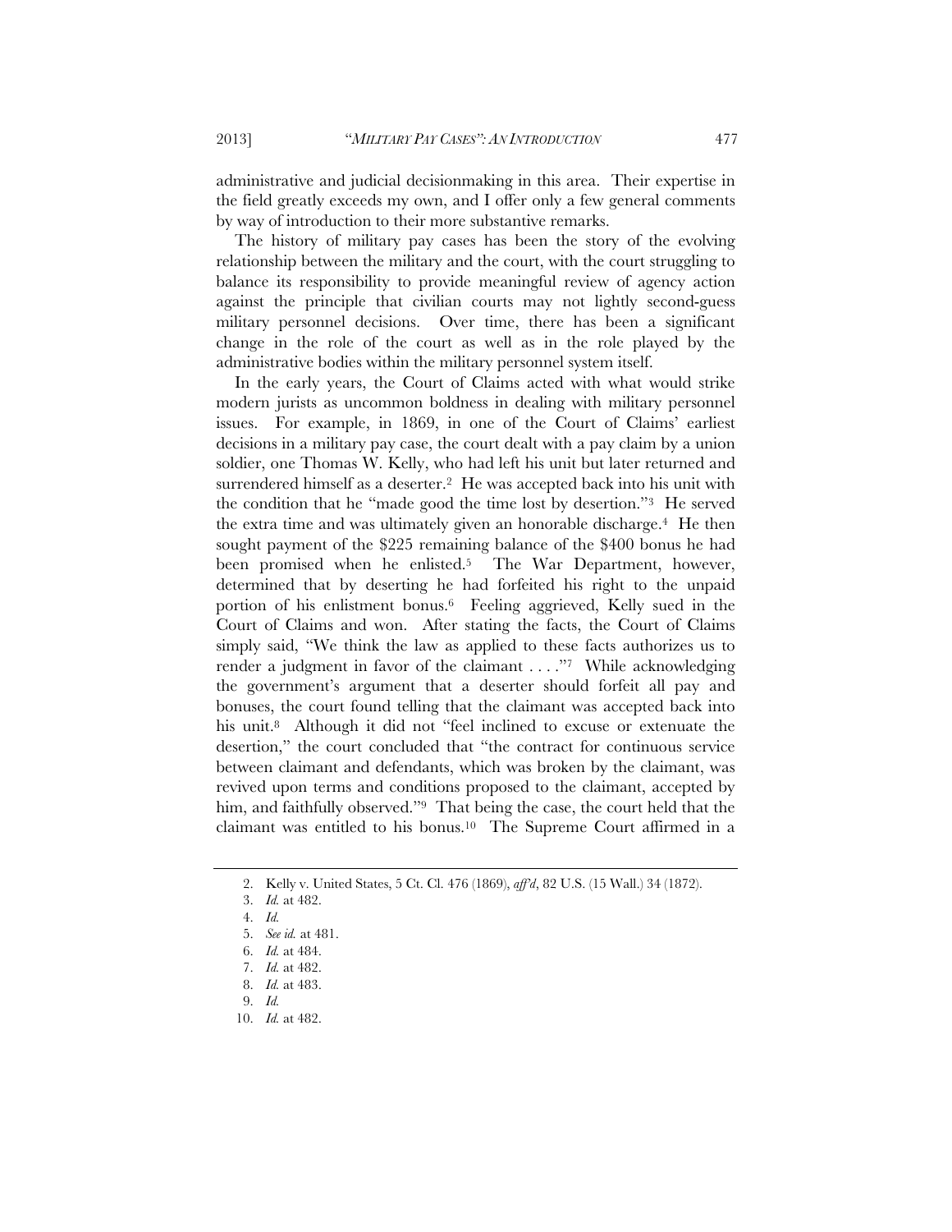administrative and judicial decisionmaking in this area. Their expertise in the field greatly exceeds my own, and I offer only a few general comments by way of introduction to their more substantive remarks.

The history of military pay cases has been the story of the evolving relationship between the military and the court, with the court struggling to balance its responsibility to provide meaningful review of agency action against the principle that civilian courts may not lightly second-guess military personnel decisions. Over time, there has been a significant change in the role of the court as well as in the role played by the administrative bodies within the military personnel system itself.

In the early years, the Court of Claims acted with what would strike modern jurists as uncommon boldness in dealing with military personnel issues. For example, in 1869, in one of the Court of Claims' earliest decisions in a military pay case, the court dealt with a pay claim by a union soldier, one Thomas W. Kelly, who had left his unit but later returned and surrendered himself as a deserter.[2] He was accepted back into his unit with the condition that he "made good the time lost by desertion."[3] He served the extra time and was ultimately given an honorable discharge.[4] He then sought payment of the $225 remaining balance of the $400 bonus he had been promised when he enlisted.[5] The War Department, however, determined that by deserting he had forfeited his right to the unpaid portion of his enlistment bonus.[6] Feeling aggrieved, Kelly sued in the Court of Claims and won. After stating the facts, the Court of Claims simply said, "We think the law as applied to these facts authorizes us to render a judgment in favor of the claimant . . . ."[7] While acknowledging the government's argument that a deserter should forfeit all pay and bonuses, the court found telling that the claimant was accepted back into his unit.[8] Although it did not "feel inclined to excuse or extenuate the desertion," the court concluded that "the contract for continuous service between claimant and defendants, which was broken by the claimant, was revived upon terms and conditions proposed to the claimant, accepted by him, and faithfully observed."[9] That being the case, the court held that the claimant was entitled to his bonus.[10] The Supreme Court affirmed in a

2. Kelly v. United States, 5 Ct. Cl. 476 (1869), *aff'd*, 82 U.S. (15 Wall.) 34 (1872).

3. *Id.* at 482.

4. *Id.*

5. *See id.* at 481.

6. *Id.* at 484.

7. *Id.* at 482.

8. *Id.* at 483.

9. *Id.*

10. *Id.* at 482.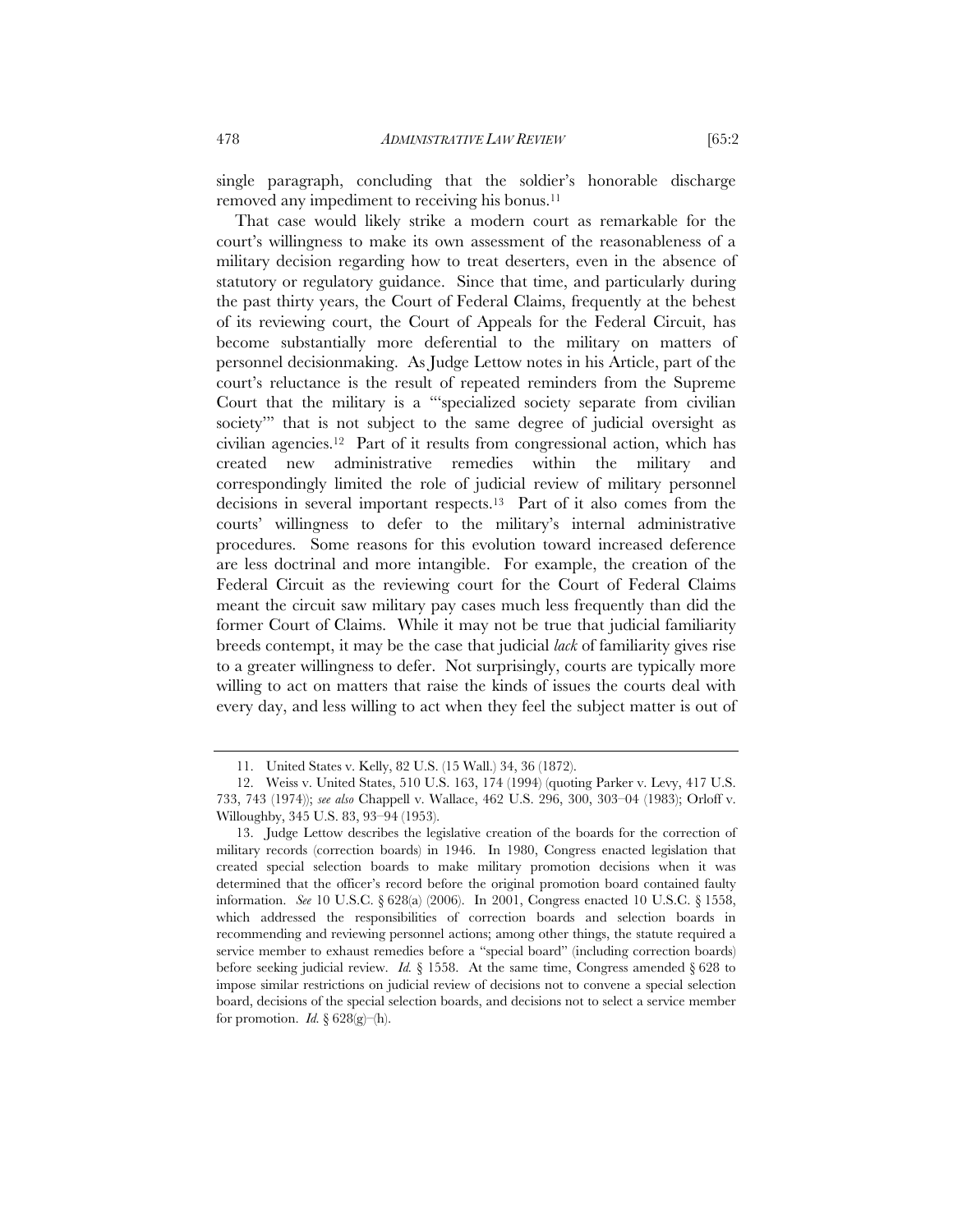single paragraph, concluding that the soldier's honorable discharge removed any impediment to receiving his bonus.[11]

That case would likely strike a modern court as remarkable for the court's willingness to make its own assessment of the reasonableness of a military decision regarding how to treat deserters, even in the absence of statutory or regulatory guidance. Since that time, and particularly during the past thirty years, the Court of Federal Claims, frequently at the behest of its reviewing court, the Court of Appeals for the Federal Circuit, has become substantially more deferential to the military on matters of personnel decisionmaking. As Judge Lettow notes in his Article, part of the court's reluctance is the result of repeated reminders from the Supreme Court that the military is a "'specialized society separate from civilian society'" that is not subject to the same degree of judicial oversight as civilian agencies.[12] Part of it results from congressional action, which has created new administrative remedies within the military and correspondingly limited the role of judicial review of military personnel decisions in several important respects.[13] Part of it also comes from the courts' willingness to defer to the military's internal administrative procedures. Some reasons for this evolution toward increased deference are less doctrinal and more intangible. For example, the creation of the Federal Circuit as the reviewing court for the Court of Federal Claims meant the circuit saw military pay cases much less frequently than did the former Court of Claims. While it may not be true that judicial familiarity breeds contempt, it may be the case that judicial *lack* of familiarity gives rise to a greater willingness to defer. Not surprisingly, courts are typically more willing to act on matters that raise the kinds of issues the courts deal with every day, and less willing to act when they feel the subject matter is out of

---

11. United States v. Kelly, 82 U.S. (15 Wall.) 34, 36 (1872).

12. Weiss v. United States, 510 U.S. 163, 174 (1994) (quoting Parker v. Levy, 417 U.S. 733, 743 (1974)); *see also* Chappell v. Wallace, 462 U.S. 296, 300, 303–04 (1983); Orloff v. Willoughby, 345 U.S. 83, 93–94 (1953).

13. Judge Lettow describes the legislative creation of the boards for the correction of military records (correction boards) in 1946. In 1980, Congress enacted legislation that created special selection boards to make military promotion decisions when it was determined that the officer's record before the original promotion board contained faulty information. *See* 10 U.S.C. § 628(a) (2006). In 2001, Congress enacted 10 U.S.C. § 1558, which addressed the responsibilities of correction boards and selection boards in recommending and reviewing personnel actions; among other things, the statute required a service member to exhaust remedies before a "special board" (including correction boards) before seeking judicial review. *Id.* § 1558. At the same time, Congress amended § 628 to impose similar restrictions on judicial review of decisions not to convene a special selection board, decisions of the special selection boards, and decisions not to select a service member for promotion. *Id.* § 628(g)–(h).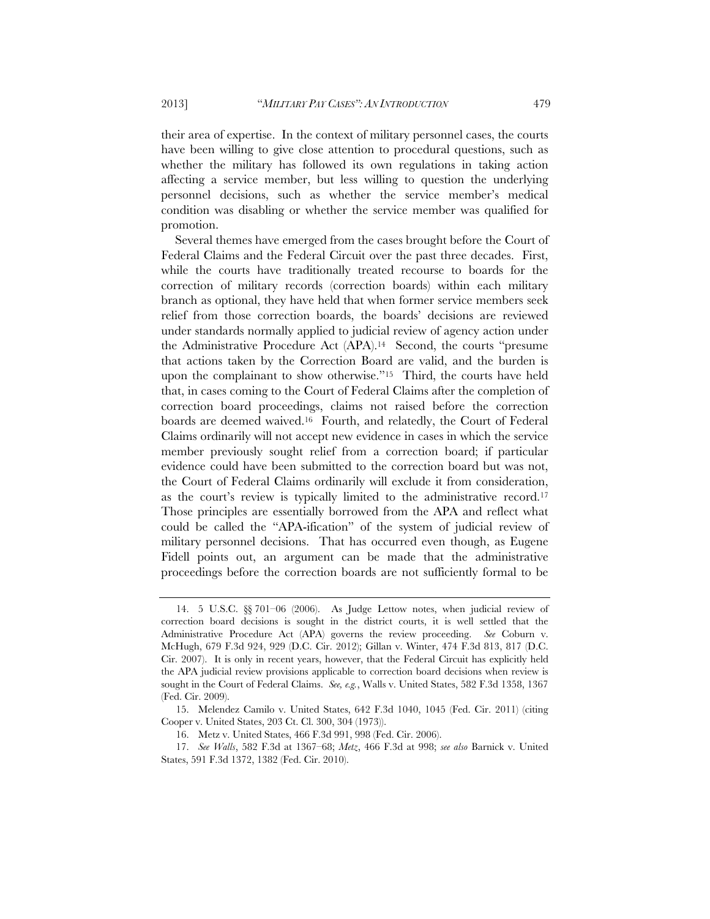their area of expertise. In the context of military personnel cases, the courts have been willing to give close attention to procedural questions, such as whether the military has followed its own regulations in taking action affecting a service member, but less willing to question the underlying personnel decisions, such as whether the service member's medical condition was disabling or whether the service member was qualified for promotion.

Several themes have emerged from the cases brought before the Court of Federal Claims and the Federal Circuit over the past three decades. First, while the courts have traditionally treated recourse to boards for the correction of military records (correction boards) within each military branch as optional, they have held that when former service members seek relief from those correction boards, the boards' decisions are reviewed under standards normally applied to judicial review of agency action under the Administrative Procedure Act (APA).[14] Second, the courts "presume that actions taken by the Correction Board are valid, and the burden is upon the complainant to show otherwise."[15] Third, the courts have held that, in cases coming to the Court of Federal Claims after the completion of correction board proceedings, claims not raised before the correction boards are deemed waived.[16] Fourth, and relatedly, the Court of Federal Claims ordinarily will not accept new evidence in cases in which the service member previously sought relief from a correction board; if particular evidence could have been submitted to the correction board but was not, the Court of Federal Claims ordinarily will exclude it from consideration, as the court's review is typically limited to the administrative record.[17] Those principles are essentially borrowed from the APA and reflect what could be called the "APA-ification" of the system of judicial review of military personnel decisions. That has occurred even though, as Eugene Fidell points out, an argument can be made that the administrative proceedings before the correction boards are not sufficiently formal to be

---

14. 5 U.S.C. §§ 701–06 (2006). As Judge Lettow notes, when judicial review of correction board decisions is sought in the district courts, it is well settled that the Administrative Procedure Act (APA) governs the review proceeding. *See* Coburn v. McHugh, 679 F.3d 924, 929 (D.C. Cir. 2012); Gillan v. Winter, 474 F.3d 813, 817 (D.C. Cir. 2007). It is only in recent years, however, that the Federal Circuit has explicitly held the APA judicial review provisions applicable to correction board decisions when review is sought in the Court of Federal Claims. *See, e.g.*, Walls v. United States, 582 F.3d 1358, 1367 (Fed. Cir. 2009).

15. Melendez Camilo v. United States, 642 F.3d 1040, 1045 (Fed. Cir. 2011) (citing Cooper v. United States, 203 Ct. Cl. 300, 304 (1973)).

16. Metz v. United States, 466 F.3d 991, 998 (Fed. Cir. 2006).

17. *See Walls*, 582 F.3d at 1367–68; *Metz*, 466 F.3d at 998; *see also* Barnick v. United States, 591 F.3d 1372, 1382 (Fed. Cir. 2010).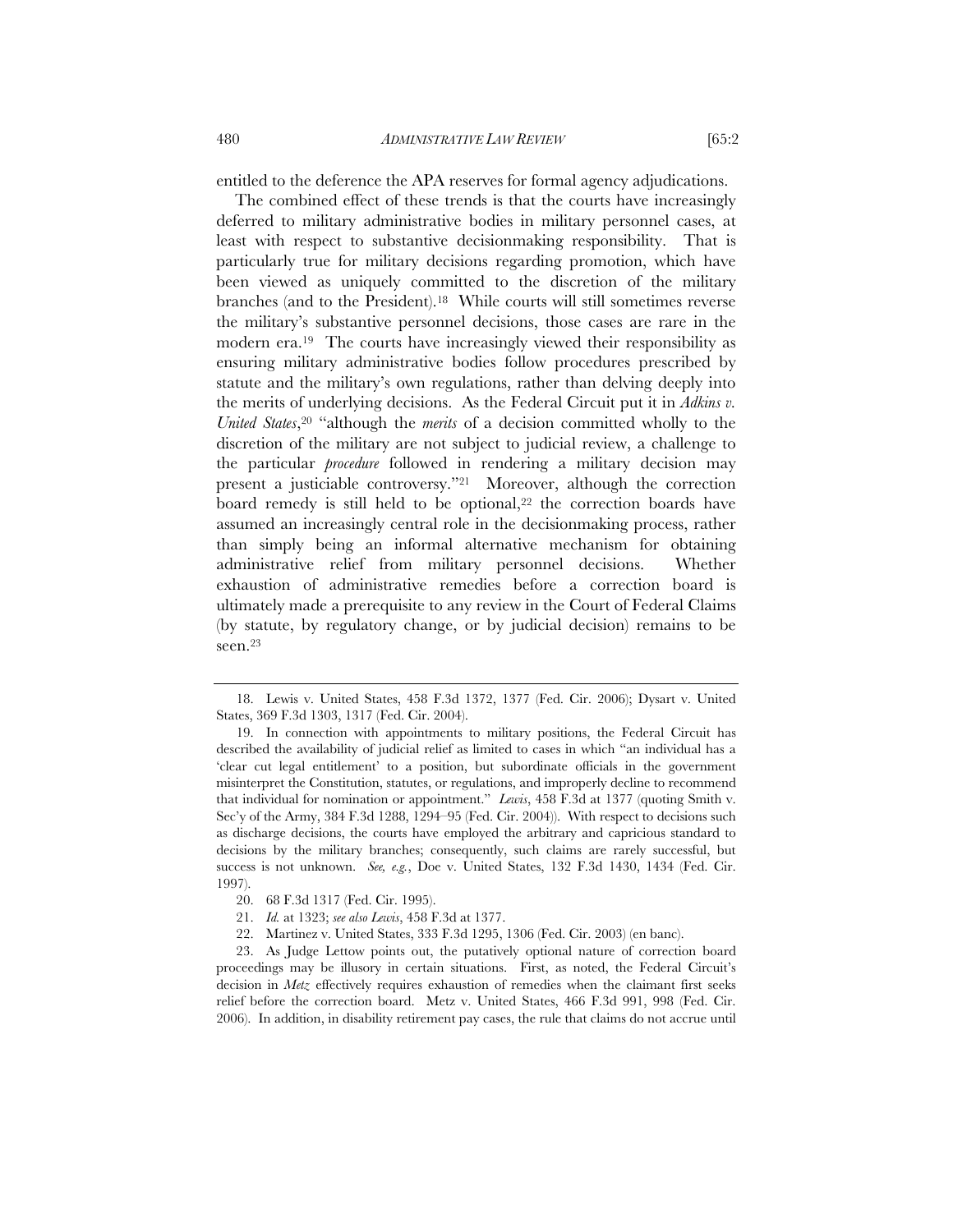entitled to the deference the APA reserves for formal agency adjudications.

The combined effect of these trends is that the courts have increasingly deferred to military administrative bodies in military personnel cases, at least with respect to substantive decisionmaking responsibility. That is particularly true for military decisions regarding promotion, which have been viewed as uniquely committed to the discretion of the military branches (and to the President).[18] While courts will still sometimes reverse the military's substantive personnel decisions, those cases are rare in the modern era.[19] The courts have increasingly viewed their responsibility as ensuring military administrative bodies follow procedures prescribed by statute and the military's own regulations, rather than delving deeply into the merits of underlying decisions. As the Federal Circuit put it in *Adkins v. United States*,[20] "although the *merits* of a decision committed wholly to the discretion of the military are not subject to judicial review, a challenge to the particular *procedure* followed in rendering a military decision may present a justiciable controversy."[21] Moreover, although the correction board remedy is still held to be optional,[22] the correction boards have assumed an increasingly central role in the decisionmaking process, rather than simply being an informal alternative mechanism for obtaining administrative relief from military personnel decisions. Whether exhaustion of administrative remedies before a correction board is ultimately made a prerequisite to any review in the Court of Federal Claims (by statute, by regulatory change, or by judicial decision) remains to be seen.[23]

---

18. Lewis v. United States, 458 F.3d 1372, 1377 (Fed. Cir. 2006); Dysart v. United States, 369 F.3d 1303, 1317 (Fed. Cir. 2004).

19. In connection with appointments to military positions, the Federal Circuit has described the availability of judicial relief as limited to cases in which "an individual has a 'clear cut legal entitlement' to a position, but subordinate officials in the government misinterpret the Constitution, statutes, or regulations, and improperly decline to recommend that individual for nomination or appointment." *Lewis*, 458 F.3d at 1377 (quoting Smith v. Sec'y of the Army, 384 F.3d 1288, 1294–95 (Fed. Cir. 2004)). With respect to decisions such as discharge decisions, the courts have employed the arbitrary and capricious standard to decisions by the military branches; consequently, such claims are rarely successful, but success is not unknown. *See, e.g.*, Doe v. United States, 132 F.3d 1430, 1434 (Fed. Cir. 1997).

20. 68 F.3d 1317 (Fed. Cir. 1995).

21. *Id.* at 1323; *see also Lewis*, 458 F.3d at 1377.

22. Martinez v. United States, 333 F.3d 1295, 1306 (Fed. Cir. 2003) (en banc).

23. As Judge Lettow points out, the putatively optional nature of correction board proceedings may be illusory in certain situations. First, as noted, the Federal Circuit's decision in *Metz* effectively requires exhaustion of remedies when the claimant first seeks relief before the correction board. Metz v. United States, 466 F.3d 991, 998 (Fed. Cir. 2006). In addition, in disability retirement pay cases, the rule that claims do not accrue until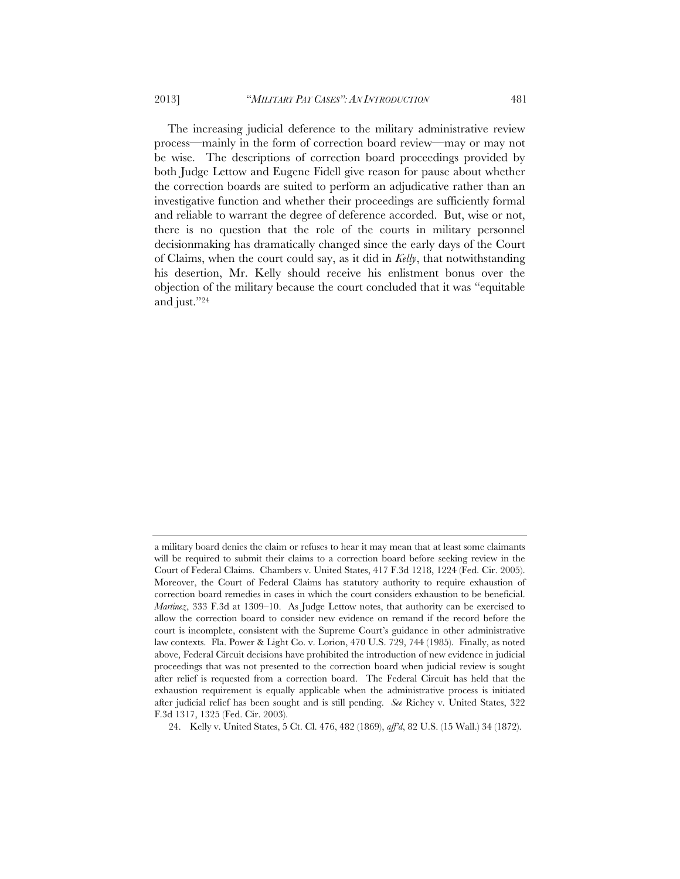The increasing judicial deference to the military administrative review process—mainly in the form of correction board review—may or may not be wise. The descriptions of correction board proceedings provided by both Judge Lettow and Eugene Fidell give reason for pause about whether the correction boards are suited to perform an adjudicative rather than an investigative function and whether their proceedings are sufficiently formal and reliable to warrant the degree of deference accorded. But, wise or not, there is no question that the role of the courts in military personnel decisionmaking has dramatically changed since the early days of the Court of Claims, when the court could say, as it did in *Kelly*, that notwithstanding his desertion, Mr. Kelly should receive his enlistment bonus over the objection of the military because the court concluded that it was "equitable and just."[24]

---

a military board denies the claim or refuses to hear it may mean that at least some claimants will be required to submit their claims to a correction board before seeking review in the Court of Federal Claims. Chambers v. United States, 417 F.3d 1218, 1224 (Fed. Cir. 2005). Moreover, the Court of Federal Claims has statutory authority to require exhaustion of correction board remedies in cases in which the court considers exhaustion to be beneficial. *Martinez*, 333 F.3d at 1309–10. As Judge Lettow notes, that authority can be exercised to allow the correction board to consider new evidence on remand if the record before the court is incomplete, consistent with the Supreme Court's guidance in other administrative law contexts. Fla. Power & Light Co. v. Lorion, 470 U.S. 729, 744 (1985). Finally, as noted above, Federal Circuit decisions have prohibited the introduction of new evidence in judicial proceedings that was not presented to the correction board when judicial review is sought after relief is requested from a correction board. The Federal Circuit has held that the exhaustion requirement is equally applicable when the administrative process is initiated after judicial relief has been sought and is still pending. *See* Richey v. United States, 322 F.3d 1317, 1325 (Fed. Cir. 2003).

24. Kelly v. United States, 5 Ct. Cl. 476, 482 (1869), *aff'd*, 82 U.S. (15 Wall.) 34 (1872).